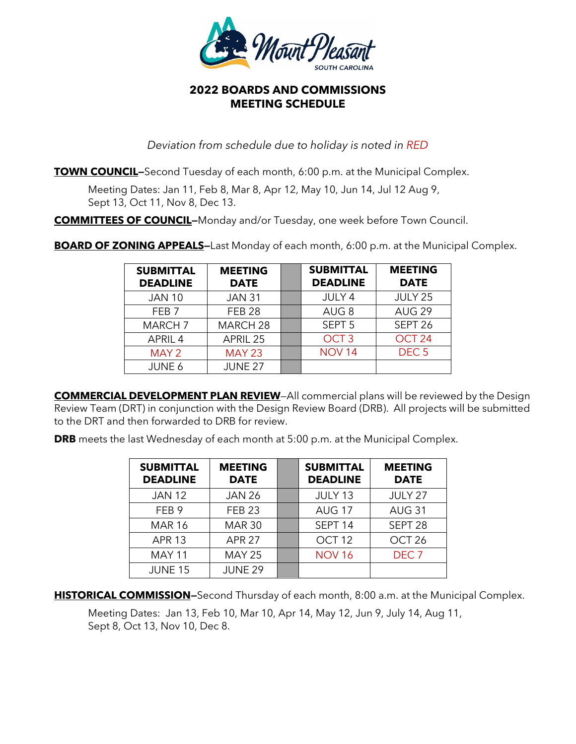# 2022 BOARDS AND COMMISSIONS MEETING SCHEDULE

*Deviation from schedule due to holiday is noted in RED*

**TOWN COUNCIL**–Second Tuesday of each month, 6:00 p.m. at the Municipal Complex.

Meeting Dates: Jan 11, Feb 8, Mar 8, Apr 12, May 10, Jun 14, Jul 12 Aug 9, Sept 13, Oct 11, Nov 8, Dec 13.

**COMMITTEES OF COUNCIL**–Monday and/or Tuesday, one week before Town Council.

**BOARD OF ZONING APPEALS**–Last Monday of each month, 6:00 p.m. at the Municipal Complex.

| SUBMITTAL DEADLINE | MEETING DATE | | SUBMITTAL DEADLINE | MEETING DATE |
|---|---|---|---|---|
| JAN 10 | JAN 31 | | JULY 4 | JULY 25 |
| FEB 7 | FEB 28 | | AUG 8 | AUG 29 |
| MARCH 7 | MARCH 28 | | SEPT 5 | SEPT 26 |
| APRIL 4 | APRIL 25 | | OCT 3 | OCT 24 |
| MAY 2 | MAY 23 | | NOV 14 | DEC 5 |
| JUNE 6 | JUNE 27 | | | |

**COMMERCIAL DEVELOPMENT PLAN REVIEW**–All commercial plans will be reviewed by the Design Review Team (DRT) in conjunction with the Design Review Board (DRB). All projects will be submitted to the DRT and then forwarded to DRB for review.

**DRB** meets the last Wednesday of each month at 5:00 p.m. at the Municipal Complex.

| SUBMITTAL DEADLINE | MEETING DATE | | SUBMITTAL DEADLINE | MEETING DATE |
|---|---|---|---|---|
| JAN 12 | JAN 26 | | JULY 13 | JULY 27 |
| FEB 9 | FEB 23 | | AUG 17 | AUG 31 |
| MAR 16 | MAR 30 | | SEPT 14 | SEPT 28 |
| APR 13 | APR 27 | | OCT 12 | OCT 26 |
| MAY 11 | MAY 25 | | NOV 16 | DEC 7 |
| JUNE 15 | JUNE 29 | | | |

**HISTORICAL COMMISSION**–Second Thursday of each month, 8:00 a.m. at the Municipal Complex.

Meeting Dates: Jan 13, Feb 10, Mar 10, Apr 14, May 12, Jun 9, July 14, Aug 11, Sept 8, Oct 13, Nov 10, Dec 8.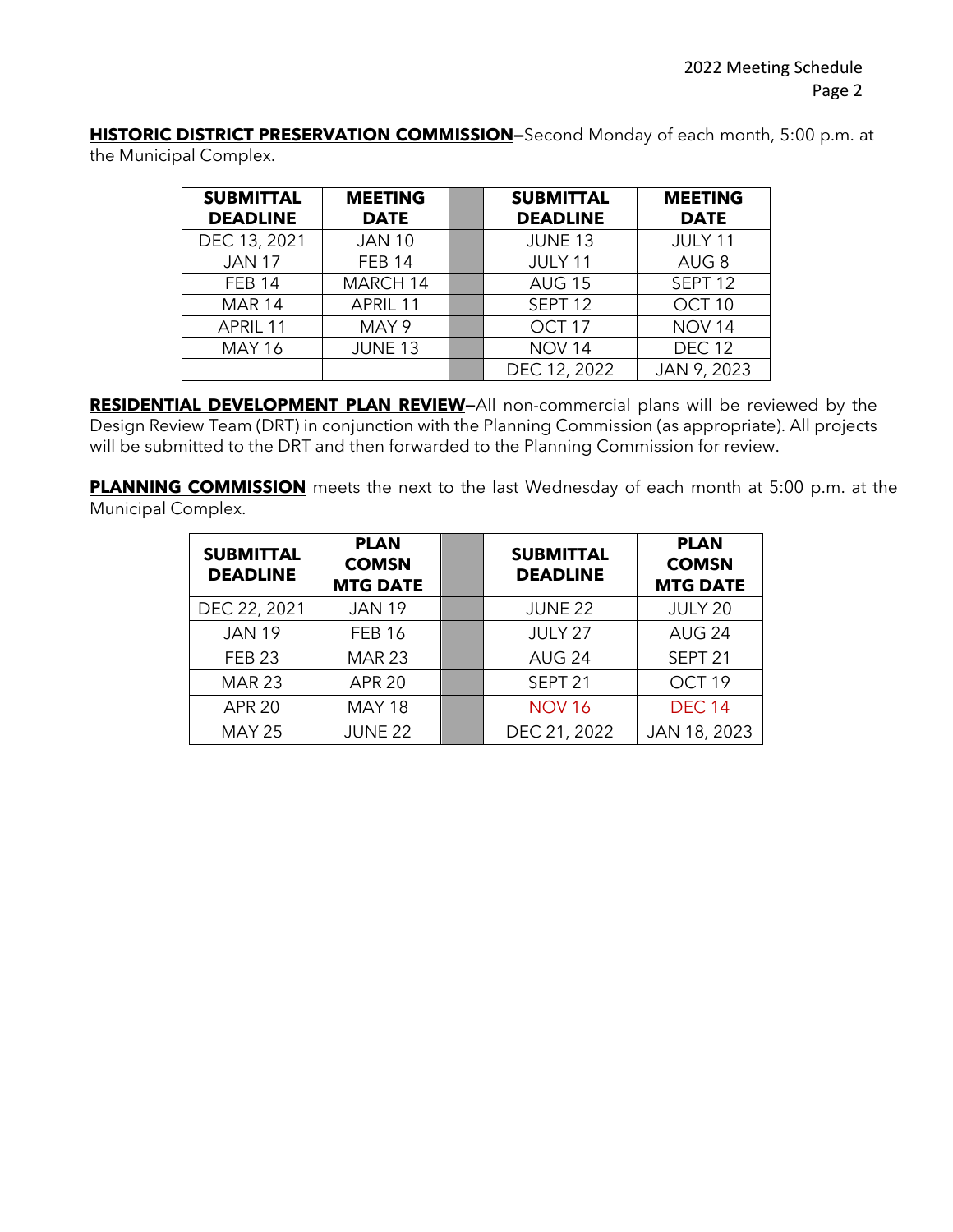**HISTORIC DISTRICT PRESERVATION COMMISSION**–Second Monday of each month, 5:00 p.m. at the Municipal Complex.

| SUBMITTAL DEADLINE | MEETING DATE | | SUBMITTAL DEADLINE | MEETING DATE |
|---|---|---|---|---|
| DEC 13, 2021 | JAN 10 | | JUNE 13 | JULY 11 |
| JAN 17 | FEB 14 | | JULY 11 | AUG 8 |
| FEB 14 | MARCH 14 | | AUG 15 | SEPT 12 |
| MAR 14 | APRIL 11 | | SEPT 12 | OCT 10 |
| APRIL 11 | MAY 9 | | OCT 17 | NOV 14 |
| MAY 16 | JUNE 13 | | NOV 14 | DEC 12 |
| | | | DEC 12, 2022 | JAN 9, 2023 |

**RESIDENTIAL DEVELOPMENT PLAN REVIEW**–All non-commercial plans will be reviewed by the Design Review Team (DRT) in conjunction with the Planning Commission (as appropriate). All projects will be submitted to the DRT and then forwarded to the Planning Commission for review.

**PLANNING COMMISSION** meets the next to the last Wednesday of each month at 5:00 p.m. at the Municipal Complex.

| SUBMITTAL DEADLINE | PLAN COMSN MTG DATE | | SUBMITTAL DEADLINE | PLAN COMSN MTG DATE |
|---|---|---|---|---|
| DEC 22, 2021 | JAN 19 | | JUNE 22 | JULY 20 |
| JAN 19 | FEB 16 | | JULY 27 | AUG 24 |
| FEB 23 | MAR 23 | | AUG 24 | SEPT 21 |
| MAR 23 | APR 20 | | SEPT 21 | OCT 19 |
| APR 20 | MAY 18 | | NOV 16 | DEC 14 |
| MAY 25 | JUNE 22 | | DEC 21, 2022 | JAN 18, 2023 |